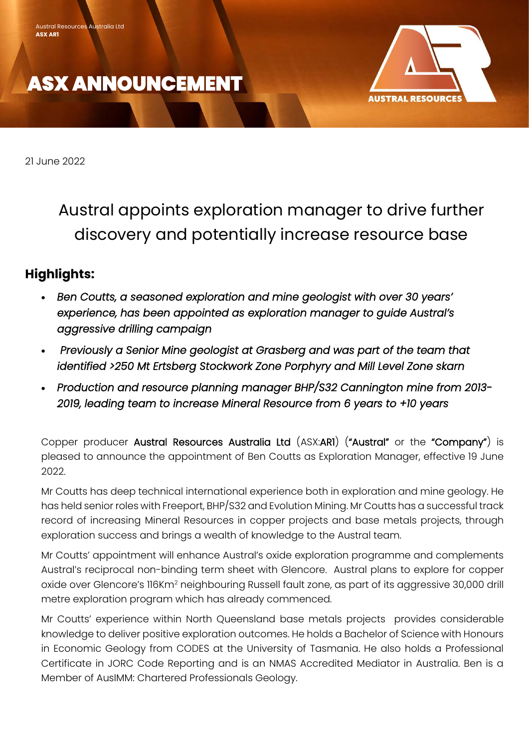Austral Resources Australia Ltd
**ASX AR1**

# ASX ANNOUNCEMENT

21 June 2022

## Austral appoints exploration manager to drive further discovery and potentially increase resource base

### Highlights:

- *Ben Coutts, a seasoned exploration and mine geologist with over 30 years' experience, has been appointed as exploration manager to guide Austral's aggressive drilling campaign*
- *Previously a Senior Mine geologist at Grasberg and was part of the team that identified >250 Mt Ertsberg Stockwork Zone Porphyry and Mill Level Zone skarn*
- *Production and resource planning manager BHP/S32 Cannington mine from 2013-2019, leading team to increase Mineral Resource from 6 years to +10 years*

Copper producer **Austral Resources Australia Ltd** (ASX:**AR1**) (**"Austral"** or the **"Company"**) is pleased to announce the appointment of Ben Coutts as Exploration Manager, effective 19 June 2022.

Mr Coutts has deep technical international experience both in exploration and mine geology. He has held senior roles with Freeport, BHP/S32 and Evolution Mining. Mr Coutts has a successful track record of increasing Mineral Resources in copper projects and base metals projects, through exploration success and brings a wealth of knowledge to the Austral team.

Mr Coutts' appointment will enhance Austral's oxide exploration programme and complements Austral's reciprocal non-binding term sheet with Glencore. Austral plans to explore for copper oxide over Glencore's 116Km$^2$ neighbouring Russell fault zone, as part of its aggressive 30,000 drill metre exploration program which has already commenced.

Mr Coutts' experience within North Queensland base metals projects provides considerable knowledge to deliver positive exploration outcomes. He holds a Bachelor of Science with Honours in Economic Geology from CODES at the University of Tasmania. He also holds a Professional Certificate in JORC Code Reporting and is an NMAS Accredited Mediator in Australia. Ben is a Member of AusIMM: Chartered Professionals Geology.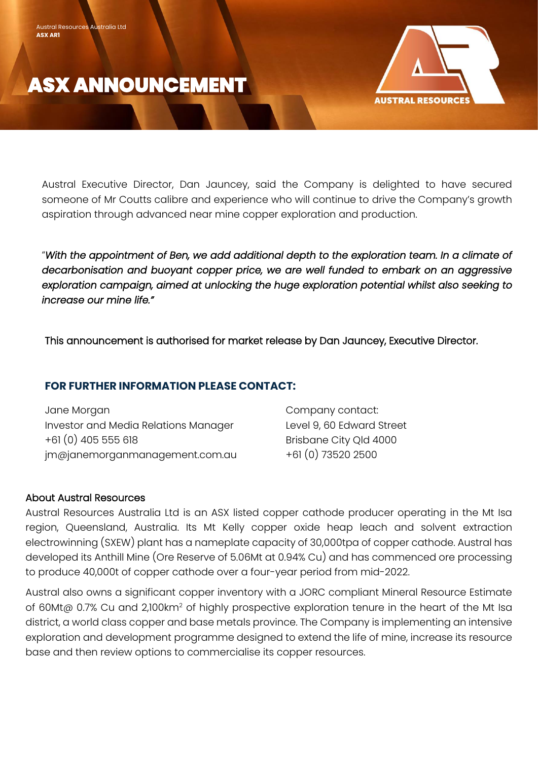Austral Executive Director, Dan Jauncey, said the Company is delighted to have secured someone of Mr Coutts calibre and experience who will continue to drive the Company's growth aspiration through advanced near mine copper exploration and production.

"*With the appointment of Ben, we add additional depth to the exploration team. In a climate of decarbonisation and buoyant copper price, we are well funded to embark on an aggressive exploration campaign, aimed at unlocking the huge exploration potential whilst also seeking to increase our mine life.*"

This announcement is authorised for market release by Dan Jauncey, Executive Director.

## FOR FURTHER INFORMATION PLEASE CONTACT:

Jane Morgan
Investor and Media Relations Manager
+61 (0) 405 555 618
jm@janemorganmanagement.com.au

Company contact:
Level 9, 60 Edward Street
Brisbane City Qld 4000
+61 (0) 73520 2500

### About Austral Resources

Austral Resources Australia Ltd is an ASX listed copper cathode producer operating in the Mt Isa region, Queensland, Australia. Its Mt Kelly copper oxide heap leach and solvent extraction electrowinning (SXEW) plant has a nameplate capacity of 30,000tpa of copper cathode. Austral has developed its Anthill Mine (Ore Reserve of 5.06Mt at 0.94% Cu) and has commenced ore processing to produce 40,000t of copper cathode over a four-year period from mid-2022.

Austral also owns a significant copper inventory with a JORC compliant Mineral Resource Estimate of 60Mt@ 0.7% Cu and 2,100km$^2$ of highly prospective exploration tenure in the heart of the Mt Isa district, a world class copper and base metals province. The Company is implementing an intensive exploration and development programme designed to extend the life of mine, increase its resource base and then review options to commercialise its copper resources.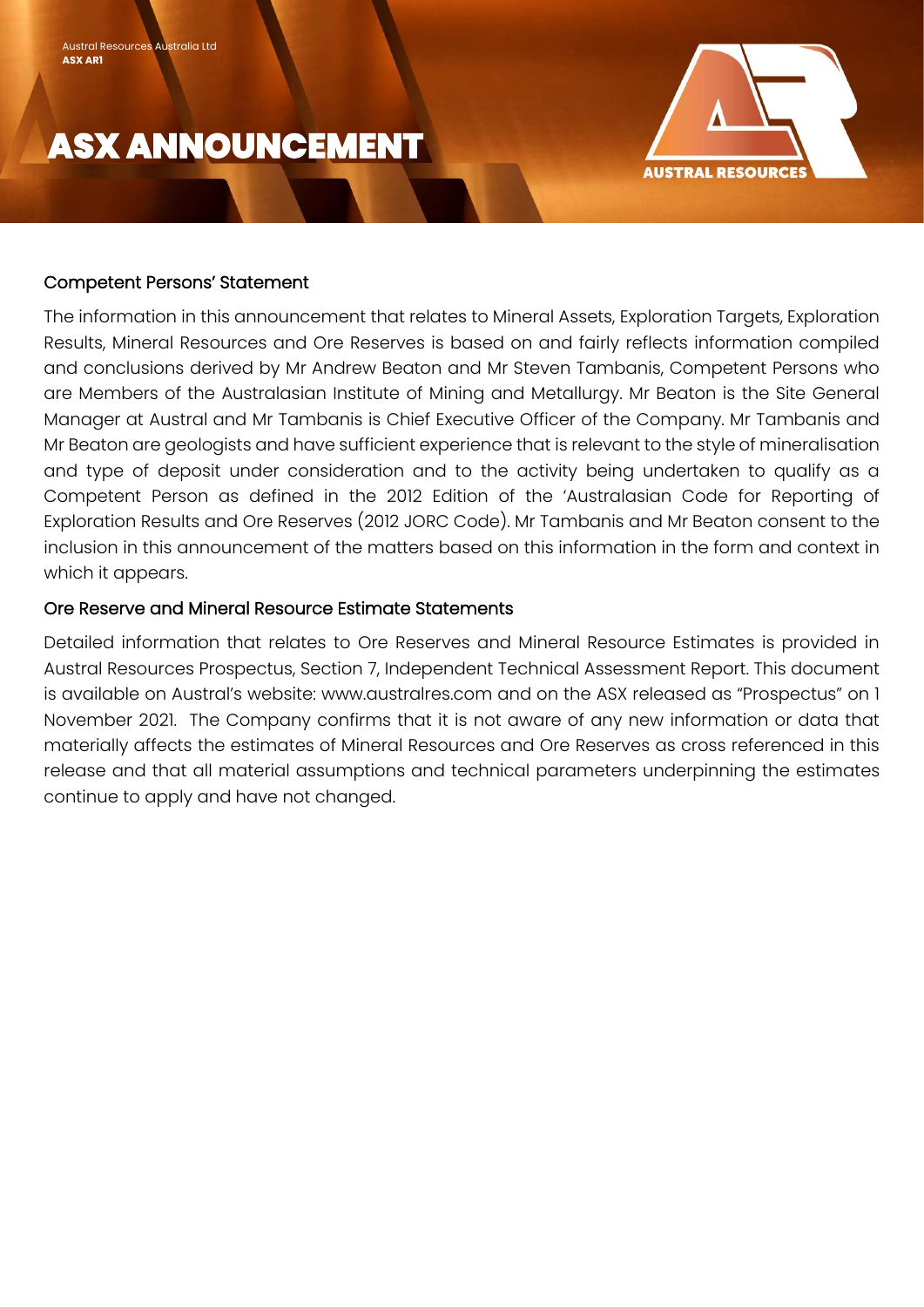## Competent Persons' Statement

The information in this announcement that relates to Mineral Assets, Exploration Targets, Exploration Results, Mineral Resources and Ore Reserves is based on and fairly reflects information compiled and conclusions derived by Mr Andrew Beaton and Mr Steven Tambanis, Competent Persons who are Members of the Australasian Institute of Mining and Metallurgy. Mr Beaton is the Site General Manager at Austral and Mr Tambanis is Chief Executive Officer of the Company. Mr Tambanis and Mr Beaton are geologists and have sufficient experience that is relevant to the style of mineralisation and type of deposit under consideration and to the activity being undertaken to qualify as a Competent Person as defined in the 2012 Edition of the 'Australasian Code for Reporting of Exploration Results and Ore Reserves (2012 JORC Code). Mr Tambanis and Mr Beaton consent to the inclusion in this announcement of the matters based on this information in the form and context in which it appears.

## Ore Reserve and Mineral Resource Estimate Statements

Detailed information that relates to Ore Reserves and Mineral Resource Estimates is provided in Austral Resources Prospectus, Section 7, Independent Technical Assessment Report. This document is available on Austral's website: www.australres.com and on the ASX released as "Prospectus" on 1 November 2021. The Company confirms that it is not aware of any new information or data that materially affects the estimates of Mineral Resources and Ore Reserves as cross referenced in this release and that all material assumptions and technical parameters underpinning the estimates continue to apply and have not changed.